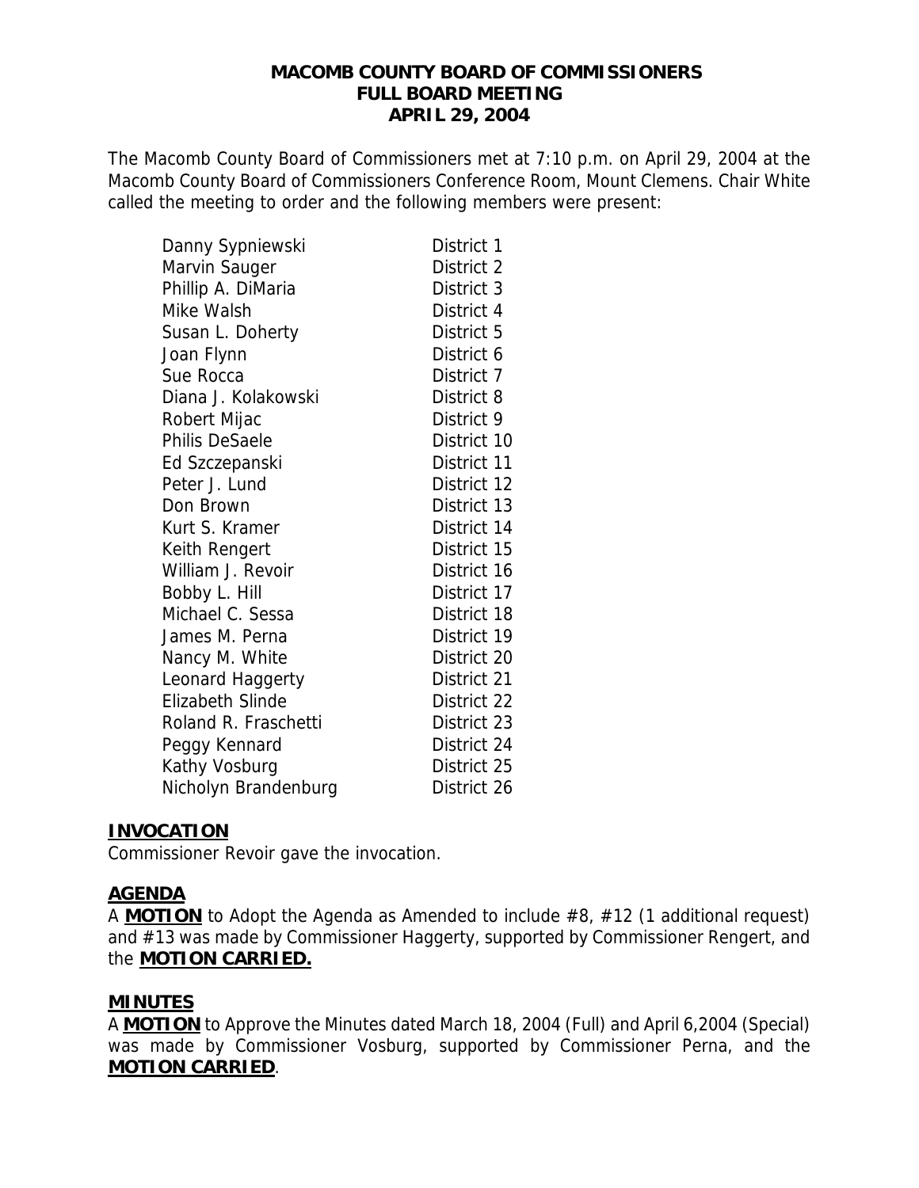# MACOMB COUNTY BOARD OF COMMISSIONERS
## FULL BOARD MEETING
## APRIL 29, 2004

The Macomb County Board of Commissioners met at 7:10 p.m. on April 29, 2004 at the Macomb County Board of Commissioners Conference Room, Mount Clemens. Chair White called the meeting to order and the following members were present:

| | |
|---|---|
| Danny Sypniewski | District 1 |
| Marvin Sauger | District 2 |
| Phillip A. DiMaria | District 3 |
| Mike Walsh | District 4 |
| Susan L. Doherty | District 5 |
| Joan Flynn | District 6 |
| Sue Rocca | District 7 |
| Diana J. Kolakowski | District 8 |
| Robert Mijac | District 9 |
| Philis DeSaele | District 10 |
| Ed Szczepanski | District 11 |
| Peter J. Lund | District 12 |
| Don Brown | District 13 |
| Kurt S. Kramer | District 14 |
| Keith Rengert | District 15 |
| William J. Revoir | District 16 |
| Bobby L. Hill | District 17 |
| Michael C. Sessa | District 18 |
| James M. Perna | District 19 |
| Nancy M. White | District 20 |
| Leonard Haggerty | District 21 |
| Elizabeth Slinde | District 22 |
| Roland R. Fraschetti | District 23 |
| Peggy Kennard | District 24 |
| Kathy Vosburg | District 25 |
| Nicholyn Brandenburg | District 26 |

### INVOCATION
Commissioner Revoir gave the invocation.

### AGENDA
A **MOTION** to Adopt the Agenda as Amended to include #8, #12 (1 additional request) and #13 was made by Commissioner Haggerty, supported by Commissioner Rengert, and the **MOTION CARRIED.**

### MINUTES
A **MOTION** to Approve the Minutes dated March 18, 2004 (Full) and April 6,2004 (Special) was made by Commissioner Vosburg, supported by Commissioner Perna, and the **MOTION CARRIED**.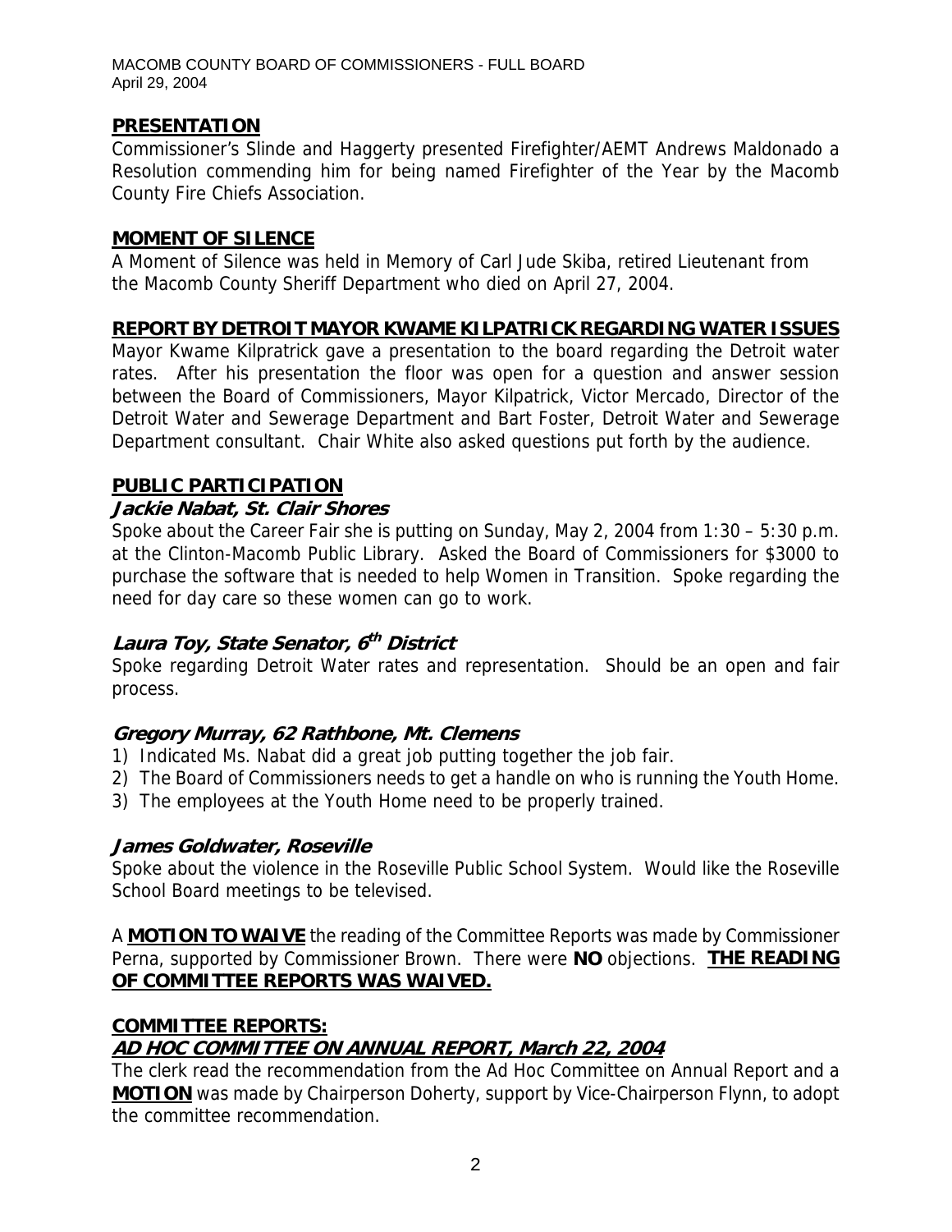## PRESENTATION

Commissioner's Slinde and Haggerty presented Firefighter/AEMT Andrews Maldonado a Resolution commending him for being named Firefighter of the Year by the Macomb County Fire Chiefs Association.

## MOMENT OF SILENCE

A Moment of Silence was held in Memory of Carl Jude Skiba, retired Lieutenant from the Macomb County Sheriff Department who died on April 27, 2004.

## REPORT BY DETROIT MAYOR KWAME KILPATRICK REGARDING WATER ISSUES

Mayor Kwame Kilpratrick gave a presentation to the board regarding the Detroit water rates. After his presentation the floor was open for a question and answer session between the Board of Commissioners, Mayor Kilpatrick, Victor Mercado, Director of the Detroit Water and Sewerage Department and Bart Foster, Detroit Water and Sewerage Department consultant. Chair White also asked questions put forth by the audience.

## PUBLIC PARTICIPATION

### *Jackie Nabat, St. Clair Shores*

Spoke about the Career Fair she is putting on Sunday, May 2, 2004 from 1:30 – 5:30 p.m. at the Clinton-Macomb Public Library. Asked the Board of Commissioners for $3000 to purchase the software that is needed to help Women in Transition. Spoke regarding the need for day care so these women can go to work.

### *Laura Toy, State Senator, 6th District*

Spoke regarding Detroit Water rates and representation. Should be an open and fair process.

### *Gregory Murray, 62 Rathbone, Mt. Clemens*

1) Indicated Ms. Nabat did a great job putting together the job fair.
2) The Board of Commissioners needs to get a handle on who is running the Youth Home.
3) The employees at the Youth Home need to be properly trained.

### *James Goldwater, Roseville*

Spoke about the violence in the Roseville Public School System. Would like the Roseville School Board meetings to be televised.

A **MOTION TO WAIVE** the reading of the Committee Reports was made by Commissioner Perna, supported by Commissioner Brown. There were **NO** objections. **THE READING OF COMMITTEE REPORTS WAS WAIVED.**

## COMMITTEE REPORTS:

### *AD HOC COMMITTEE ON ANNUAL REPORT, March 22, 2004*

The clerk read the recommendation from the Ad Hoc Committee on Annual Report and a **MOTION** was made by Chairperson Doherty, support by Vice-Chairperson Flynn, to adopt the committee recommendation.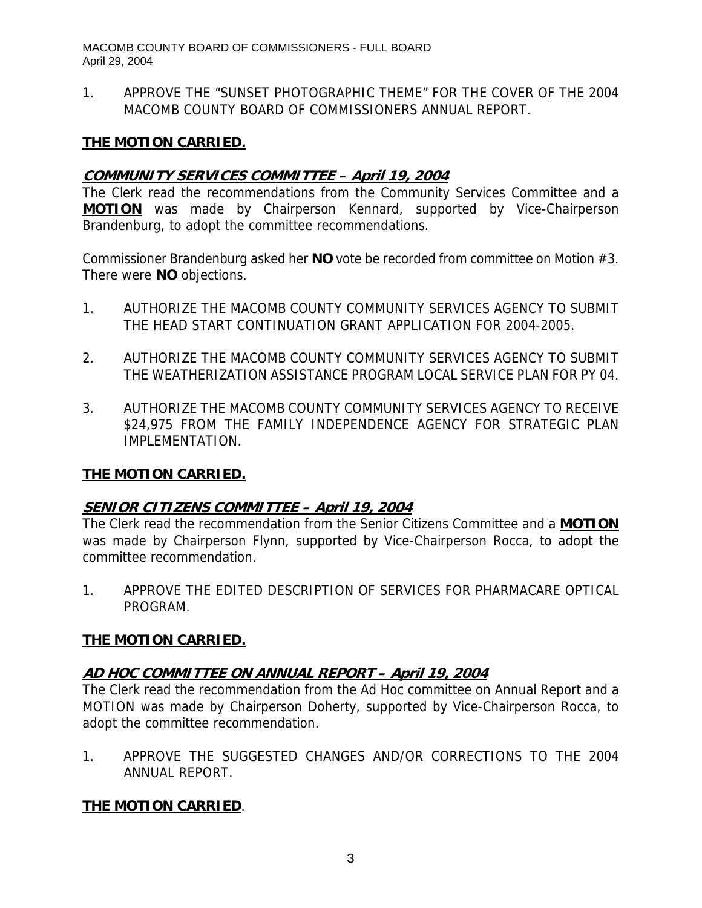1. APPROVE THE "SUNSET PHOTOGRAPHIC THEME" FOR THE COVER OF THE 2004 MACOMB COUNTY BOARD OF COMMISSIONERS ANNUAL REPORT.

**THE MOTION CARRIED.**

## ***COMMUNITY SERVICES COMMITTEE – April 19, 2004***

The Clerk read the recommendations from the Community Services Committee and a **MOTION** was made by Chairperson Kennard, supported by Vice-Chairperson Brandenburg, to adopt the committee recommendations.

Commissioner Brandenburg asked her **NO** vote be recorded from committee on Motion #3. There were **NO** objections.

1. AUTHORIZE THE MACOMB COUNTY COMMUNITY SERVICES AGENCY TO SUBMIT THE HEAD START CONTINUATION GRANT APPLICATION FOR 2004-2005.

2. AUTHORIZE THE MACOMB COUNTY COMMUNITY SERVICES AGENCY TO SUBMIT THE WEATHERIZATION ASSISTANCE PROGRAM LOCAL SERVICE PLAN FOR PY 04.

3. AUTHORIZE THE MACOMB COUNTY COMMUNITY SERVICES AGENCY TO RECEIVE $24,975 FROM THE FAMILY INDEPENDENCE AGENCY FOR STRATEGIC PLAN IMPLEMENTATION.

**THE MOTION CARRIED.**

## ***SENIOR CITIZENS COMMITTEE – April 19, 2004***

The Clerk read the recommendation from the Senior Citizens Committee and a **MOTION** was made by Chairperson Flynn, supported by Vice-Chairperson Rocca, to adopt the committee recommendation.

1. APPROVE THE EDITED DESCRIPTION OF SERVICES FOR PHARMACARE OPTICAL PROGRAM.

**THE MOTION CARRIED.**

## ***AD HOC COMMITTEE ON ANNUAL REPORT – April 19, 2004***

The Clerk read the recommendation from the Ad Hoc committee on Annual Report and a MOTION was made by Chairperson Doherty, supported by Vice-Chairperson Rocca, to adopt the committee recommendation.

1. APPROVE THE SUGGESTED CHANGES AND/OR CORRECTIONS TO THE 2004 ANNUAL REPORT.

**THE MOTION CARRIED**.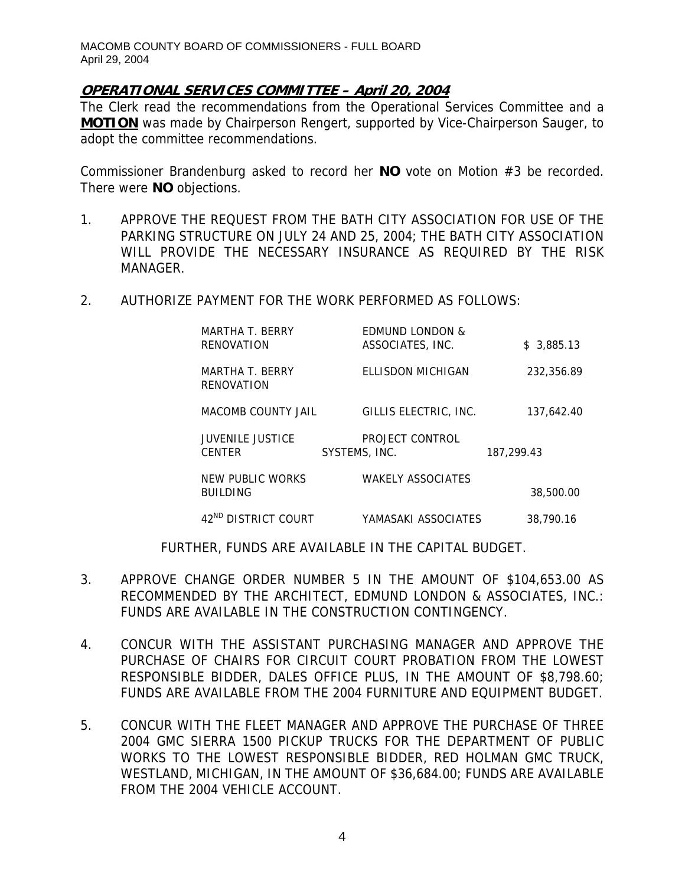MACOMB COUNTY BOARD OF COMMISSIONERS - FULL BOARD
April 29, 2004

## OPERATIONAL SERVICES COMMITTEE – April 20, 2004

The Clerk read the recommendations from the Operational Services Committee and a **MOTION** was made by Chairperson Rengert, supported by Vice-Chairperson Sauger, to adopt the committee recommendations.

Commissioner Brandenburg asked to record her **NO** vote on Motion #3 be recorded. There were **NO** objections.

1. APPROVE THE REQUEST FROM THE BATH CITY ASSOCIATION FOR USE OF THE PARKING STRUCTURE ON JULY 24 AND 25, 2004; THE BATH CITY ASSOCIATION WILL PROVIDE THE NECESSARY INSURANCE AS REQUIRED BY THE RISK MANAGER.

2. AUTHORIZE PAYMENT FOR THE WORK PERFORMED AS FOLLOWS:

| | | |
|---|---|---|
| MARTHA T. BERRY RENOVATION | EDMUND LONDON & ASSOCIATES, INC. | $ 3,885.13 |
| MARTHA T. BERRY RENOVATION | ELLISDON MICHIGAN | 232,356.89 |
| MACOMB COUNTY JAIL | GILLIS ELECTRIC, INC. | 137,642.40 |
| JUVENILE JUSTICE CENTER | PROJECT CONTROL SYSTEMS, INC. | 187,299.43 |
| NEW PUBLIC WORKS BUILDING | WAKELY ASSOCIATES | 38,500.00 |
| 42ND DISTRICT COURT | YAMASAKI ASSOCIATES | 38,790.16 |

   FURTHER, FUNDS ARE AVAILABLE IN THE CAPITAL BUDGET.

3. APPROVE CHANGE ORDER NUMBER 5 IN THE AMOUNT OF $104,653.00 AS RECOMMENDED BY THE ARCHITECT, EDMUND LONDON & ASSOCIATES, INC.: FUNDS ARE AVAILABLE IN THE CONSTRUCTION CONTINGENCY.

4. CONCUR WITH THE ASSISTANT PURCHASING MANAGER AND APPROVE THE PURCHASE OF CHAIRS FOR CIRCUIT COURT PROBATION FROM THE LOWEST RESPONSIBLE BIDDER, DALES OFFICE PLUS, IN THE AMOUNT OF $8,798.60; FUNDS ARE AVAILABLE FROM THE 2004 FURNITURE AND EQUIPMENT BUDGET.

5. CONCUR WITH THE FLEET MANAGER AND APPROVE THE PURCHASE OF THREE 2004 GMC SIERRA 1500 PICKUP TRUCKS FOR THE DEPARTMENT OF PUBLIC WORKS TO THE LOWEST RESPONSIBLE BIDDER, RED HOLMAN GMC TRUCK, WESTLAND, MICHIGAN, IN THE AMOUNT OF $36,684.00; FUNDS ARE AVAILABLE FROM THE 2004 VEHICLE ACCOUNT.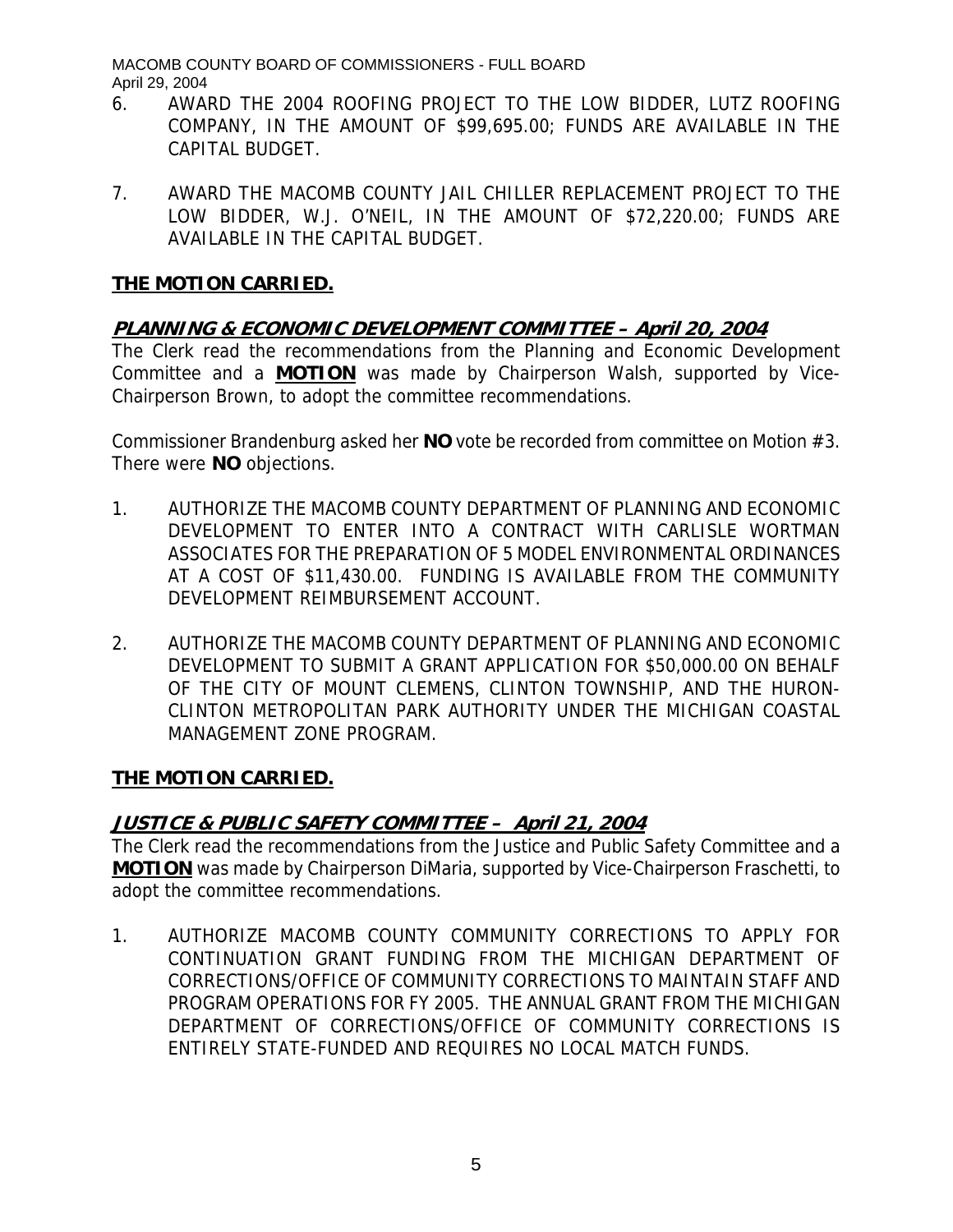6. AWARD THE 2004 ROOFING PROJECT TO THE LOW BIDDER, LUTZ ROOFING COMPANY, IN THE AMOUNT OF $99,695.00; FUNDS ARE AVAILABLE IN THE CAPITAL BUDGET.

7. AWARD THE MACOMB COUNTY JAIL CHILLER REPLACEMENT PROJECT TO THE LOW BIDDER, W.J. O'NEIL, IN THE AMOUNT OF $72,220.00; FUNDS ARE AVAILABLE IN THE CAPITAL BUDGET.

**THE MOTION CARRIED.**

## ***PLANNING & ECONOMIC DEVELOPMENT COMMITTEE – April 20, 2004***

The Clerk read the recommendations from the Planning and Economic Development Committee and a **MOTION** was made by Chairperson Walsh, supported by Vice-Chairperson Brown, to adopt the committee recommendations.

Commissioner Brandenburg asked her **NO** vote be recorded from committee on Motion #3. There were **NO** objections.

1. AUTHORIZE THE MACOMB COUNTY DEPARTMENT OF PLANNING AND ECONOMIC DEVELOPMENT TO ENTER INTO A CONTRACT WITH CARLISLE WORTMAN ASSOCIATES FOR THE PREPARATION OF 5 MODEL ENVIRONMENTAL ORDINANCES AT A COST OF $11,430.00. FUNDING IS AVAILABLE FROM THE COMMUNITY DEVELOPMENT REIMBURSEMENT ACCOUNT.

2. AUTHORIZE THE MACOMB COUNTY DEPARTMENT OF PLANNING AND ECONOMIC DEVELOPMENT TO SUBMIT A GRANT APPLICATION FOR $50,000.00 ON BEHALF OF THE CITY OF MOUNT CLEMENS, CLINTON TOWNSHIP, AND THE HURON-CLINTON METROPOLITAN PARK AUTHORITY UNDER THE MICHIGAN COASTAL MANAGEMENT ZONE PROGRAM.

**THE MOTION CARRIED.**

## ***JUSTICE & PUBLIC SAFETY COMMITTEE – April 21, 2004***

The Clerk read the recommendations from the Justice and Public Safety Committee and a **MOTION** was made by Chairperson DiMaria, supported by Vice-Chairperson Fraschetti, to adopt the committee recommendations.

1. AUTHORIZE MACOMB COUNTY COMMUNITY CORRECTIONS TO APPLY FOR CONTINUATION GRANT FUNDING FROM THE MICHIGAN DEPARTMENT OF CORRECTIONS/OFFICE OF COMMUNITY CORRECTIONS TO MAINTAIN STAFF AND PROGRAM OPERATIONS FOR FY 2005. THE ANNUAL GRANT FROM THE MICHIGAN DEPARTMENT OF CORRECTIONS/OFFICE OF COMMUNITY CORRECTIONS IS ENTIRELY STATE-FUNDED AND REQUIRES NO LOCAL MATCH FUNDS.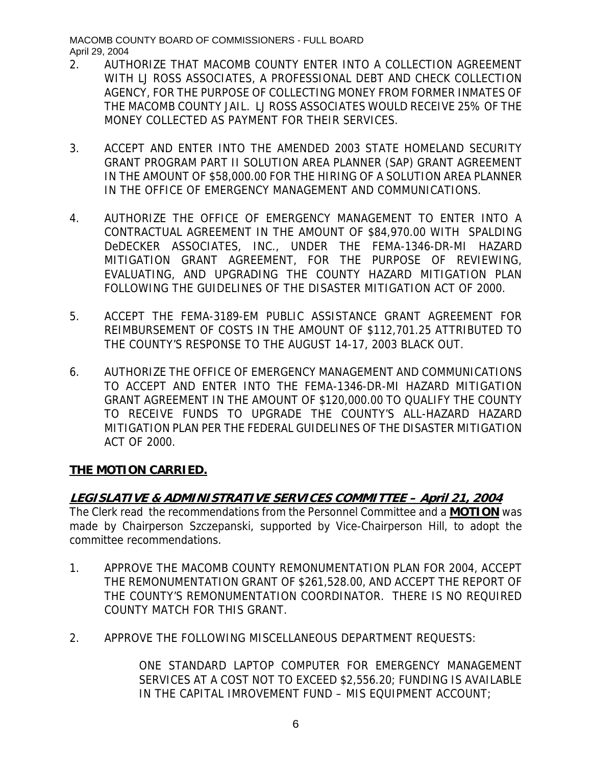2. AUTHORIZE THAT MACOMB COUNTY ENTER INTO A COLLECTION AGREEMENT WITH LJ ROSS ASSOCIATES, A PROFESSIONAL DEBT AND CHECK COLLECTION AGENCY, FOR THE PURPOSE OF COLLECTING MONEY FROM FORMER INMATES OF THE MACOMB COUNTY JAIL. LJ ROSS ASSOCIATES WOULD RECEIVE 25% OF THE MONEY COLLECTED AS PAYMENT FOR THEIR SERVICES.

3. ACCEPT AND ENTER INTO THE AMENDED 2003 STATE HOMELAND SECURITY GRANT PROGRAM PART II SOLUTION AREA PLANNER (SAP) GRANT AGREEMENT IN THE AMOUNT OF $58,000.00 FOR THE HIRING OF A SOLUTION AREA PLANNER IN THE OFFICE OF EMERGENCY MANAGEMENT AND COMMUNICATIONS.

4. AUTHORIZE THE OFFICE OF EMERGENCY MANAGEMENT TO ENTER INTO A CONTRACTUAL AGREEMENT IN THE AMOUNT OF $84,970.00 WITH SPALDING DeDECKER ASSOCIATES, INC., UNDER THE FEMA-1346-DR-MI HAZARD MITIGATION GRANT AGREEMENT, FOR THE PURPOSE OF REVIEWING, EVALUATING, AND UPGRADING THE COUNTY HAZARD MITIGATION PLAN FOLLOWING THE GUIDELINES OF THE DISASTER MITIGATION ACT OF 2000.

5. ACCEPT THE FEMA-3189-EM PUBLIC ASSISTANCE GRANT AGREEMENT FOR REIMBURSEMENT OF COSTS IN THE AMOUNT OF $112,701.25 ATTRIBUTED TO THE COUNTY'S RESPONSE TO THE AUGUST 14-17, 2003 BLACK OUT.

6. AUTHORIZE THE OFFICE OF EMERGENCY MANAGEMENT AND COMMUNICATIONS TO ACCEPT AND ENTER INTO THE FEMA-1346-DR-MI HAZARD MITIGATION GRANT AGREEMENT IN THE AMOUNT OF $120,000.00 TO QUALIFY THE COUNTY TO RECEIVE FUNDS TO UPGRADE THE COUNTY'S ALL-HAZARD HAZARD MITIGATION PLAN PER THE FEDERAL GUIDELINES OF THE DISASTER MITIGATION ACT OF 2000.

**THE MOTION CARRIED.**

## *LEGISLATIVE & ADMINISTRATIVE SERVICES COMMITTEE – April 21, 2004*

The Clerk read the recommendations from the Personnel Committee and a **MOTION** was made by Chairperson Szczepanski, supported by Vice-Chairperson Hill, to adopt the committee recommendations.

1. APPROVE THE MACOMB COUNTY REMONUMENTATION PLAN FOR 2004, ACCEPT THE REMONUMENTATION GRANT OF $261,528.00, AND ACCEPT THE REPORT OF THE COUNTY'S REMONUMENTATION COORDINATOR. THERE IS NO REQUIRED COUNTY MATCH FOR THIS GRANT.

2. APPROVE THE FOLLOWING MISCELLANEOUS DEPARTMENT REQUESTS:

   ONE STANDARD LAPTOP COMPUTER FOR EMERGENCY MANAGEMENT SERVICES AT A COST NOT TO EXCEED $2,556.20; FUNDING IS AVAILABLE IN THE CAPITAL IMROVEMENT FUND – MIS EQUIPMENT ACCOUNT;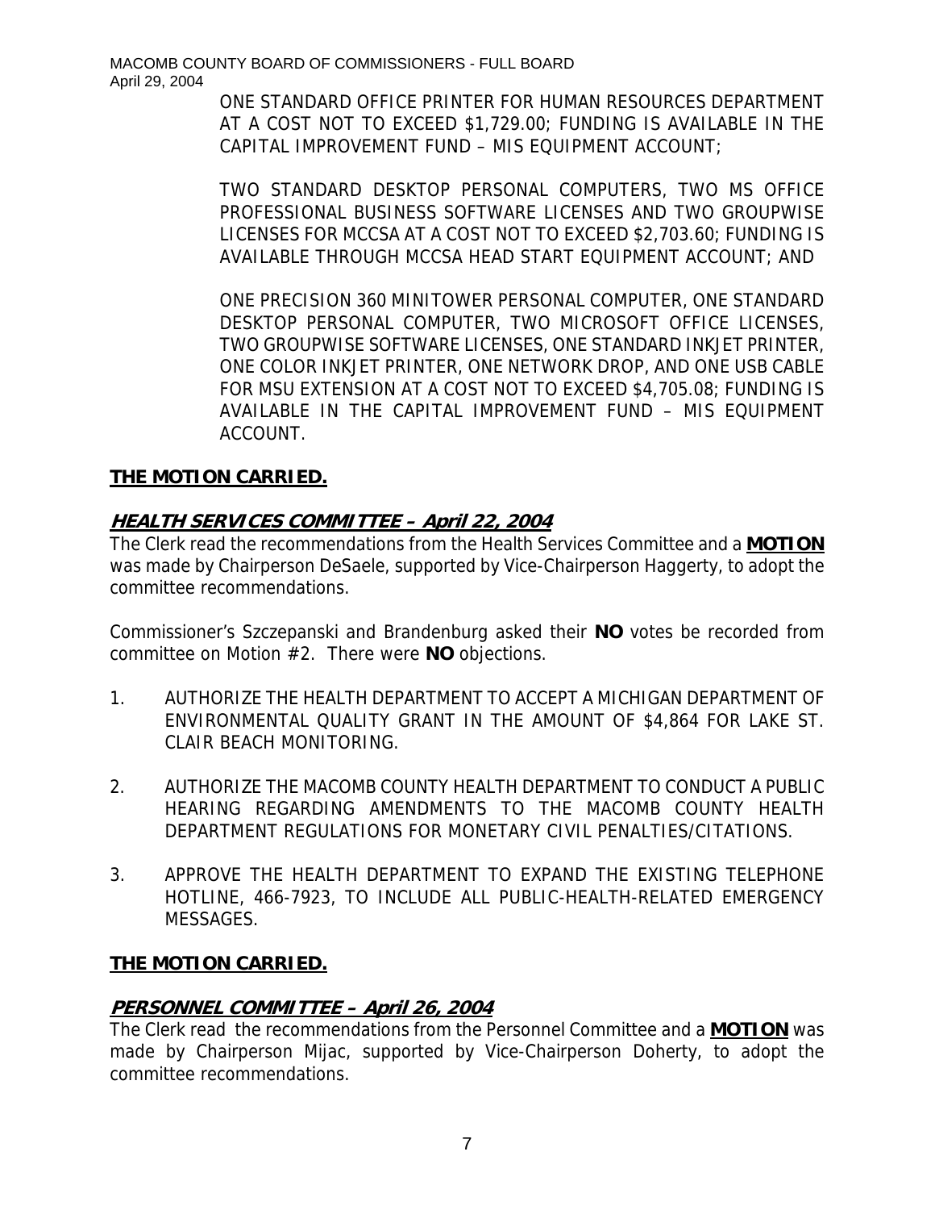ONE STANDARD OFFICE PRINTER FOR HUMAN RESOURCES DEPARTMENT AT A COST NOT TO EXCEED $1,729.00; FUNDING IS AVAILABLE IN THE CAPITAL IMPROVEMENT FUND – MIS EQUIPMENT ACCOUNT;

TWO STANDARD DESKTOP PERSONAL COMPUTERS, TWO MS OFFICE PROFESSIONAL BUSINESS SOFTWARE LICENSES AND TWO GROUPWISE LICENSES FOR MCCSA AT A COST NOT TO EXCEED $2,703.60; FUNDING IS AVAILABLE THROUGH MCCSA HEAD START EQUIPMENT ACCOUNT; AND

ONE PRECISION 360 MINITOWER PERSONAL COMPUTER, ONE STANDARD DESKTOP PERSONAL COMPUTER, TWO MICROSOFT OFFICE LICENSES, TWO GROUPWISE SOFTWARE LICENSES, ONE STANDARD INKJET PRINTER, ONE COLOR INKJET PRINTER, ONE NETWORK DROP, AND ONE USB CABLE FOR MSU EXTENSION AT A COST NOT TO EXCEED $4,705.08; FUNDING IS AVAILABLE IN THE CAPITAL IMPROVEMENT FUND – MIS EQUIPMENT ACCOUNT.

**THE MOTION CARRIED.**

## ***HEALTH SERVICES COMMITTEE – April 22, 2004***

The Clerk read the recommendations from the Health Services Committee and a **MOTION** was made by Chairperson DeSaele, supported by Vice-Chairperson Haggerty, to adopt the committee recommendations.

Commissioner's Szczepanski and Brandenburg asked their **NO** votes be recorded from committee on Motion #2. There were **NO** objections.

1. AUTHORIZE THE HEALTH DEPARTMENT TO ACCEPT A MICHIGAN DEPARTMENT OF ENVIRONMENTAL QUALITY GRANT IN THE AMOUNT OF $4,864 FOR LAKE ST. CLAIR BEACH MONITORING.

2. AUTHORIZE THE MACOMB COUNTY HEALTH DEPARTMENT TO CONDUCT A PUBLIC HEARING REGARDING AMENDMENTS TO THE MACOMB COUNTY HEALTH DEPARTMENT REGULATIONS FOR MONETARY CIVIL PENALTIES/CITATIONS.

3. APPROVE THE HEALTH DEPARTMENT TO EXPAND THE EXISTING TELEPHONE HOTLINE, 466-7923, TO INCLUDE ALL PUBLIC-HEALTH-RELATED EMERGENCY MESSAGES.

**THE MOTION CARRIED.**

## ***PERSONNEL COMMITTEE – April 26, 2004***

The Clerk read the recommendations from the Personnel Committee and a **MOTION** was made by Chairperson Mijac, supported by Vice-Chairperson Doherty, to adopt the committee recommendations.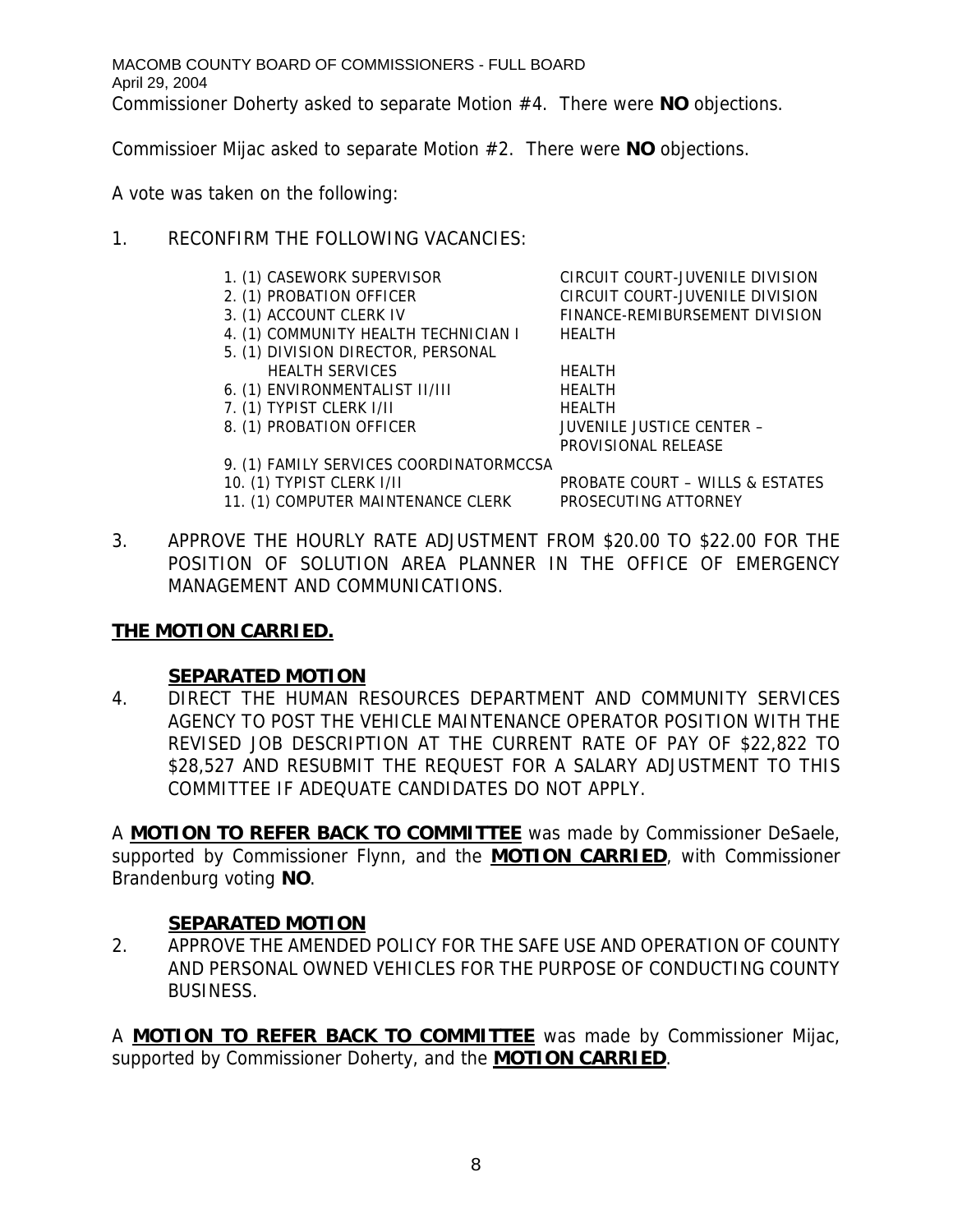Commissioner Doherty asked to separate Motion #4. There were **NO** objections.

Commissioer Mijac asked to separate Motion #2. There were **NO** objections.

A vote was taken on the following:

1. RECONFIRM THE FOLLOWING VACANCIES:

| | |
|---|---|
| 1. (1) CASEWORK SUPERVISOR | CIRCUIT COURT-JUVENILE DIVISION |
| 2. (1) PROBATION OFFICER | CIRCUIT COURT-JUVENILE DIVISION |
| 3. (1) ACCOUNT CLERK IV | FINANCE-REMIBURSEMENT DIVISION |
| 4. (1) COMMUNITY HEALTH TECHNICIAN I | HEALTH |
| 5. (1) DIVISION DIRECTOR, PERSONAL HEALTH SERVICES | HEALTH |
| 6. (1) ENVIRONMENTALIST II/III | HEALTH |
| 7. (1) TYPIST CLERK I/II | HEALTH |
| 8. (1) PROBATION OFFICER | JUVENILE JUSTICE CENTER – PROVISIONAL RELEASE |
| 9. (1) FAMILY SERVICES COORDINATORMCCSA | |
| 10. (1) TYPIST CLERK I/II | PROBATE COURT – WILLS & ESTATES |
| 11. (1) COMPUTER MAINTENANCE CLERK | PROSECUTING ATTORNEY |

3. APPROVE THE HOURLY RATE ADJUSTMENT FROM $20.00 TO $22.00 FOR THE POSITION OF SOLUTION AREA PLANNER IN THE OFFICE OF EMERGENCY MANAGEMENT AND COMMUNICATIONS.

**THE MOTION CARRIED.**

**SEPARATED MOTION**

4. DIRECT THE HUMAN RESOURCES DEPARTMENT AND COMMUNITY SERVICES AGENCY TO POST THE VEHICLE MAINTENANCE OPERATOR POSITION WITH THE REVISED JOB DESCRIPTION AT THE CURRENT RATE OF PAY OF $22,822 TO $28,527 AND RESUBMIT THE REQUEST FOR A SALARY ADJUSTMENT TO THIS COMMITTEE IF ADEQUATE CANDIDATES DO NOT APPLY.

A **MOTION TO REFER BACK TO COMMITTEE** was made by Commissioner DeSaele, supported by Commissioner Flynn, and the **MOTION CARRIED**, with Commissioner Brandenburg voting **NO**.

**SEPARATED MOTION**

2. APPROVE THE AMENDED POLICY FOR THE SAFE USE AND OPERATION OF COUNTY AND PERSONAL OWNED VEHICLES FOR THE PURPOSE OF CONDUCTING COUNTY BUSINESS.

A **MOTION TO REFER BACK TO COMMITTEE** was made by Commissioner Mijac, supported by Commissioner Doherty, and the **MOTION CARRIED**.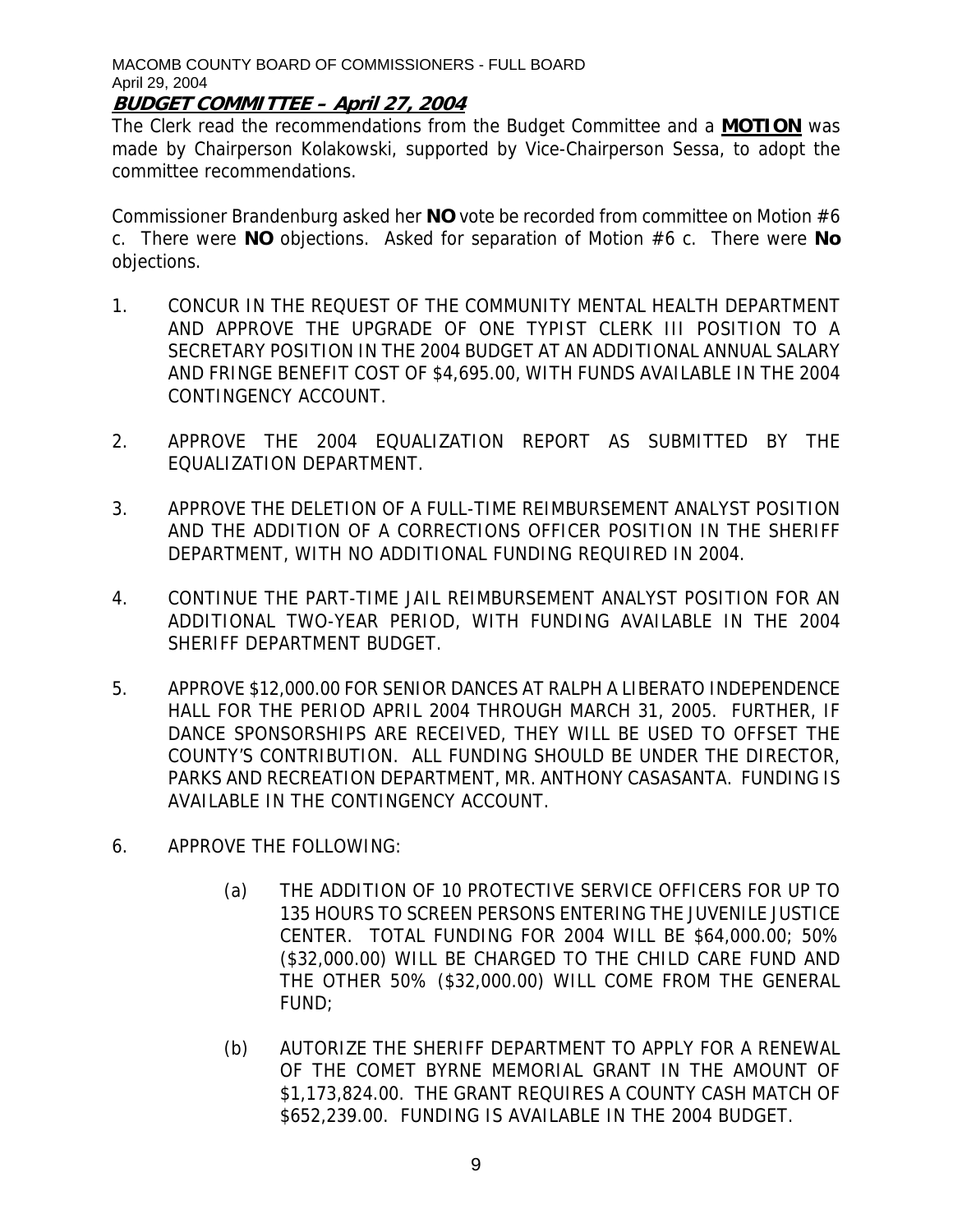**BUDGET COMMITTEE – April 27, 2004**

The Clerk read the recommendations from the Budget Committee and a **MOTION** was made by Chairperson Kolakowski, supported by Vice-Chairperson Sessa, to adopt the committee recommendations.

Commissioner Brandenburg asked her **NO** vote be recorded from committee on Motion #6 c. There were **NO** objections. Asked for separation of Motion #6 c. There were **No** objections.

1. CONCUR IN THE REQUEST OF THE COMMUNITY MENTAL HEALTH DEPARTMENT AND APPROVE THE UPGRADE OF ONE TYPIST CLERK III POSITION TO A SECRETARY POSITION IN THE 2004 BUDGET AT AN ADDITIONAL ANNUAL SALARY AND FRINGE BENEFIT COST OF $4,695.00, WITH FUNDS AVAILABLE IN THE 2004 CONTINGENCY ACCOUNT.

2. APPROVE THE 2004 EQUALIZATION REPORT AS SUBMITTED BY THE EQUALIZATION DEPARTMENT.

3. APPROVE THE DELETION OF A FULL-TIME REIMBURSEMENT ANALYST POSITION AND THE ADDITION OF A CORRECTIONS OFFICER POSITION IN THE SHERIFF DEPARTMENT, WITH NO ADDITIONAL FUNDING REQUIRED IN 2004.

4. CONTINUE THE PART-TIME JAIL REIMBURSEMENT ANALYST POSITION FOR AN ADDITIONAL TWO-YEAR PERIOD, WITH FUNDING AVAILABLE IN THE 2004 SHERIFF DEPARTMENT BUDGET.

5. APPROVE $12,000.00 FOR SENIOR DANCES AT RALPH A LIBERATO INDEPENDENCE HALL FOR THE PERIOD APRIL 2004 THROUGH MARCH 31, 2005. FURTHER, IF DANCE SPONSORSHIPS ARE RECEIVED, THEY WILL BE USED TO OFFSET THE COUNTY'S CONTRIBUTION. ALL FUNDING SHOULD BE UNDER THE DIRECTOR, PARKS AND RECREATION DEPARTMENT, MR. ANTHONY CASASANTA. FUNDING IS AVAILABLE IN THE CONTINGENCY ACCOUNT.

6. APPROVE THE FOLLOWING:

   (a) THE ADDITION OF 10 PROTECTIVE SERVICE OFFICERS FOR UP TO 135 HOURS TO SCREEN PERSONS ENTERING THE JUVENILE JUSTICE CENTER. TOTAL FUNDING FOR 2004 WILL BE $64,000.00; 50% ($32,000.00) WILL BE CHARGED TO THE CHILD CARE FUND AND THE OTHER 50% ($32,000.00) WILL COME FROM THE GENERAL FUND;

   (b) AUTORIZE THE SHERIFF DEPARTMENT TO APPLY FOR A RENEWAL OF THE COMET BYRNE MEMORIAL GRANT IN THE AMOUNT OF $1,173,824.00. THE GRANT REQUIRES A COUNTY CASH MATCH OF $652,239.00. FUNDING IS AVAILABLE IN THE 2004 BUDGET.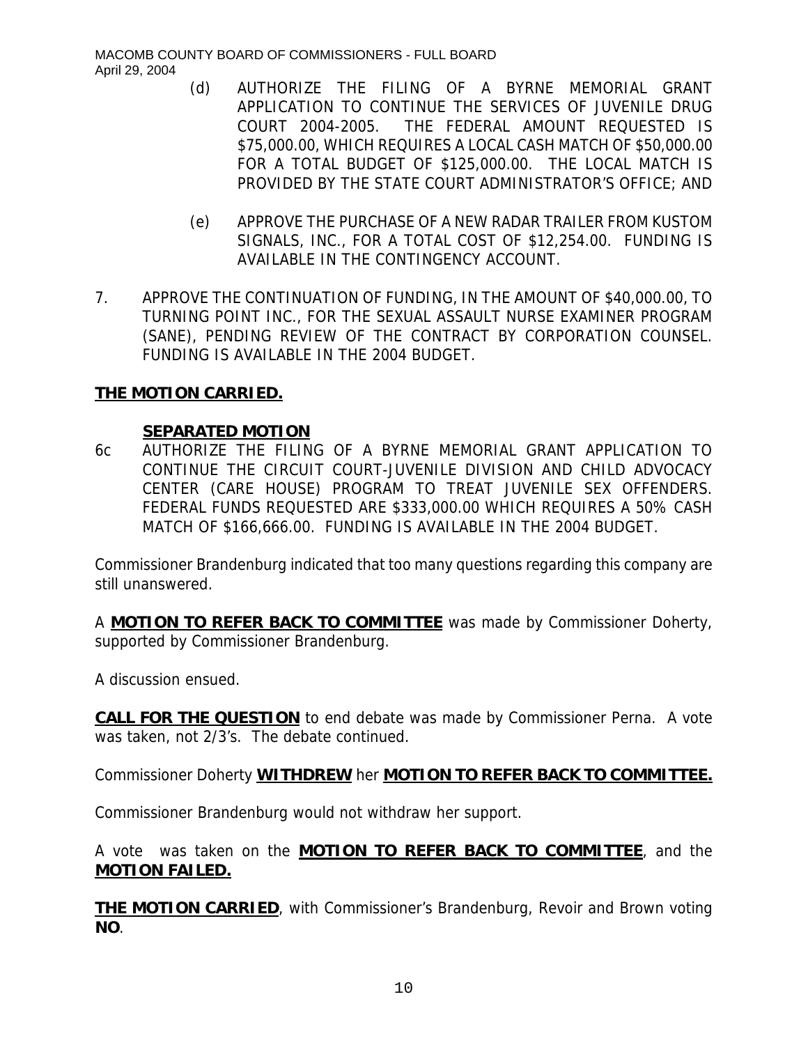(d) AUTHORIZE THE FILING OF A BYRNE MEMORIAL GRANT APPLICATION TO CONTINUE THE SERVICES OF JUVENILE DRUG COURT 2004-2005. THE FEDERAL AMOUNT REQUESTED IS $75,000.00, WHICH REQUIRES A LOCAL CASH MATCH OF $50,000.00 FOR A TOTAL BUDGET OF $125,000.00. THE LOCAL MATCH IS PROVIDED BY THE STATE COURT ADMINISTRATOR'S OFFICE; AND

(e) APPROVE THE PURCHASE OF A NEW RADAR TRAILER FROM KUSTOM SIGNALS, INC., FOR A TOTAL COST OF $12,254.00. FUNDING IS AVAILABLE IN THE CONTINGENCY ACCOUNT.

7. APPROVE THE CONTINUATION OF FUNDING, IN THE AMOUNT OF $40,000.00, TO TURNING POINT INC., FOR THE SEXUAL ASSAULT NURSE EXAMINER PROGRAM (SANE), PENDING REVIEW OF THE CONTRACT BY CORPORATION COUNSEL. FUNDING IS AVAILABLE IN THE 2004 BUDGET.

**THE MOTION CARRIED.**

**SEPARATED MOTION**

6c AUTHORIZE THE FILING OF A BYRNE MEMORIAL GRANT APPLICATION TO CONTINUE THE CIRCUIT COURT-JUVENILE DIVISION AND CHILD ADVOCACY CENTER (CARE HOUSE) PROGRAM TO TREAT JUVENILE SEX OFFENDERS. FEDERAL FUNDS REQUESTED ARE $333,000.00 WHICH REQUIRES A 50% CASH MATCH OF $166,666.00. FUNDING IS AVAILABLE IN THE 2004 BUDGET.

Commissioner Brandenburg indicated that too many questions regarding this company are still unanswered.

A **MOTION TO REFER BACK TO COMMITTEE** was made by Commissioner Doherty, supported by Commissioner Brandenburg.

A discussion ensued.

**CALL FOR THE QUESTION** to end debate was made by Commissioner Perna. A vote was taken, not 2/3's. The debate continued.

Commissioner Doherty **WITHDREW** her **MOTION TO REFER BACK TO COMMITTEE.**

Commissioner Brandenburg would not withdraw her support.

A vote was taken on the **MOTION TO REFER BACK TO COMMITTEE**, and the **MOTION FAILED.**

**THE MOTION CARRIED**, with Commissioner's Brandenburg, Revoir and Brown voting **NO**.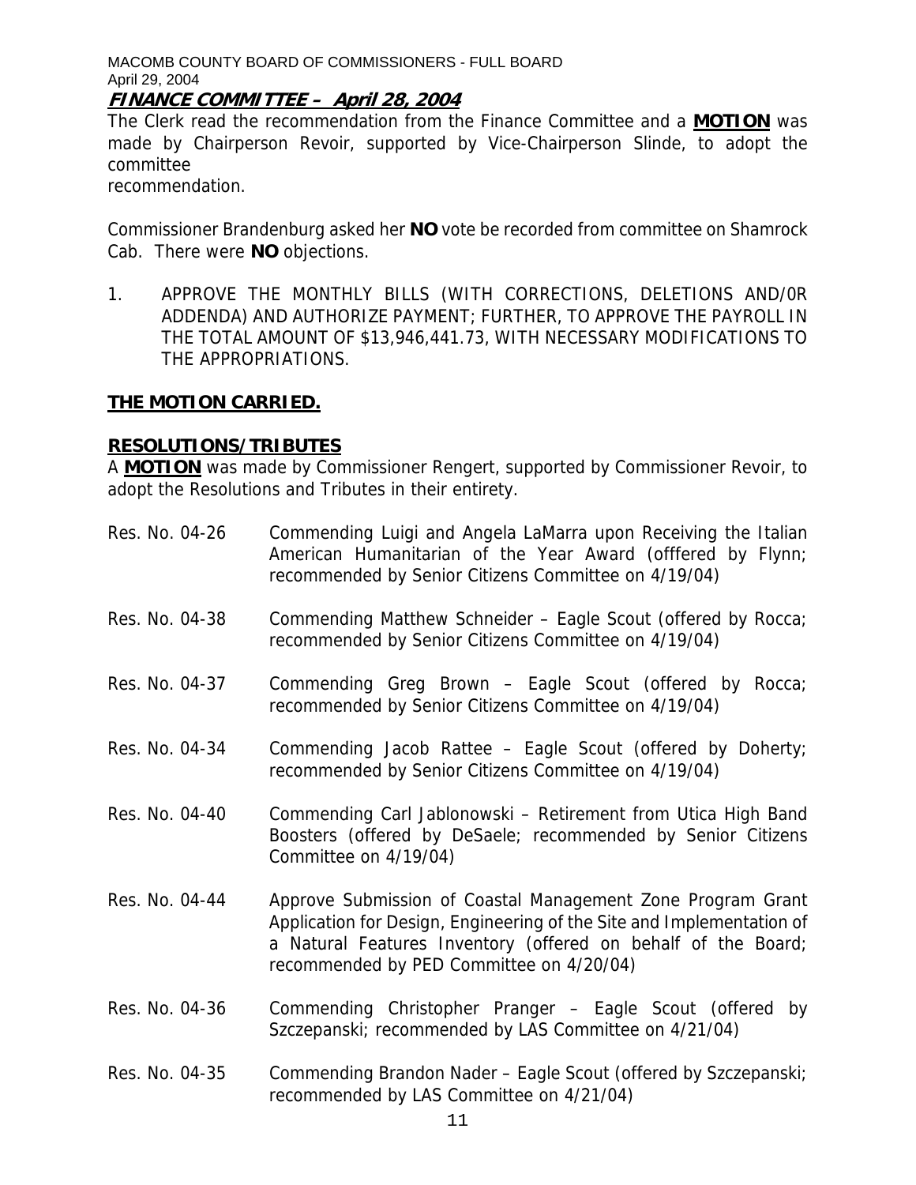**FINANCE COMMITTEE – April 28, 2004**

The Clerk read the recommendation from the Finance Committee and a **MOTION** was made by Chairperson Revoir, supported by Vice-Chairperson Slinde, to adopt the committee recommendation.

Commissioner Brandenburg asked her **NO** vote be recorded from committee on Shamrock Cab. There were **NO** objections.

1. APPROVE THE MONTHLY BILLS (WITH CORRECTIONS, DELETIONS AND/0R ADDENDA) AND AUTHORIZE PAYMENT; FURTHER, TO APPROVE THE PAYROLL IN THE TOTAL AMOUNT OF $13,946,441.73, WITH NECESSARY MODIFICATIONS TO THE APPROPRIATIONS.

**THE MOTION CARRIED.**

**RESOLUTIONS/TRIBUTES**

A **MOTION** was made by Commissioner Rengert, supported by Commissioner Revoir, to adopt the Resolutions and Tributes in their entirety.

Res. No. 04-26 Commending Luigi and Angela LaMarra upon Receiving the Italian American Humanitarian of the Year Award (offfered by Flynn; recommended by Senior Citizens Committee on 4/19/04)

Res. No. 04-38 Commending Matthew Schneider – Eagle Scout (offered by Rocca; recommended by Senior Citizens Committee on 4/19/04)

Res. No. 04-37 Commending Greg Brown – Eagle Scout (offered by Rocca; recommended by Senior Citizens Committee on 4/19/04)

Res. No. 04-34 Commending Jacob Rattee – Eagle Scout (offered by Doherty; recommended by Senior Citizens Committee on 4/19/04)

Res. No. 04-40 Commending Carl Jablonowski – Retirement from Utica High Band Boosters (offered by DeSaele; recommended by Senior Citizens Committee on 4/19/04)

Res. No. 04-44 Approve Submission of Coastal Management Zone Program Grant Application for Design, Engineering of the Site and Implementation of a Natural Features Inventory (offered on behalf of the Board; recommended by PED Committee on 4/20/04)

Res. No. 04-36 Commending Christopher Pranger – Eagle Scout (offered by Szczepanski; recommended by LAS Committee on 4/21/04)

Res. No. 04-35 Commending Brandon Nader – Eagle Scout (offered by Szczepanski; recommended by LAS Committee on 4/21/04)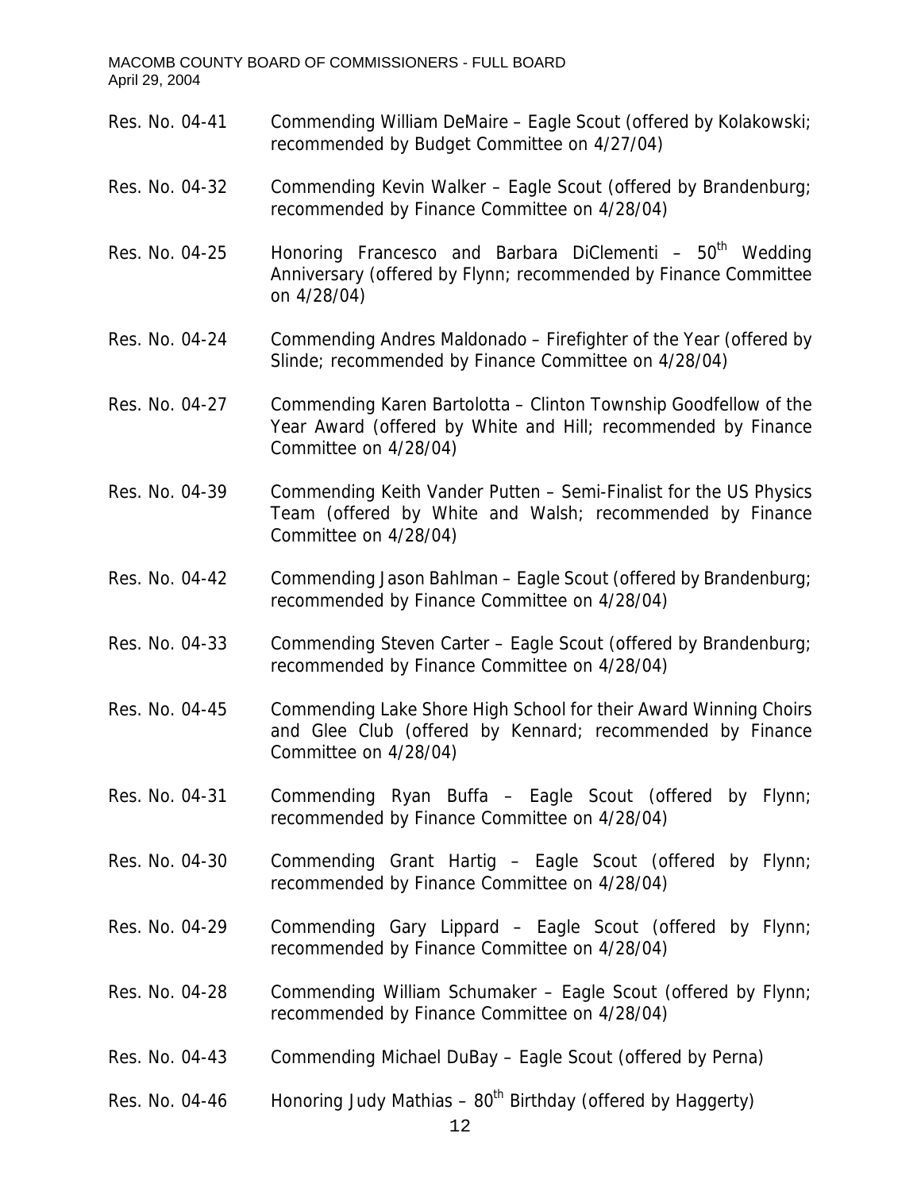Res. No. 04-41 Commending William DeMaire – Eagle Scout (offered by Kolakowski; recommended by Budget Committee on 4/27/04)

Res. No. 04-32 Commending Kevin Walker – Eagle Scout (offered by Brandenburg; recommended by Finance Committee on 4/28/04)

Res. No. 04-25 Honoring Francesco and Barbara DiClementi – 50th Wedding Anniversary (offered by Flynn; recommended by Finance Committee on 4/28/04)

Res. No. 04-24 Commending Andres Maldonado – Firefighter of the Year (offered by Slinde; recommended by Finance Committee on 4/28/04)

Res. No. 04-27 Commending Karen Bartolotta – Clinton Township Goodfellow of the Year Award (offered by White and Hill; recommended by Finance Committee on 4/28/04)

Res. No. 04-39 Commending Keith Vander Putten – Semi-Finalist for the US Physics Team (offered by White and Walsh; recommended by Finance Committee on 4/28/04)

Res. No. 04-42 Commending Jason Bahlman – Eagle Scout (offered by Brandenburg; recommended by Finance Committee on 4/28/04)

Res. No. 04-33 Commending Steven Carter – Eagle Scout (offered by Brandenburg; recommended by Finance Committee on 4/28/04)

Res. No. 04-45 Commending Lake Shore High School for their Award Winning Choirs and Glee Club (offered by Kennard; recommended by Finance Committee on 4/28/04)

Res. No. 04-31 Commending Ryan Buffa – Eagle Scout (offered by Flynn; recommended by Finance Committee on 4/28/04)

Res. No. 04-30 Commending Grant Hartig – Eagle Scout (offered by Flynn; recommended by Finance Committee on 4/28/04)

Res. No. 04-29 Commending Gary Lippard – Eagle Scout (offered by Flynn; recommended by Finance Committee on 4/28/04)

Res. No. 04-28 Commending William Schumaker – Eagle Scout (offered by Flynn; recommended by Finance Committee on 4/28/04)

Res. No. 04-43 Commending Michael DuBay – Eagle Scout (offered by Perna)

Res. No. 04-46 Honoring Judy Mathias – 80th Birthday (offered by Haggerty)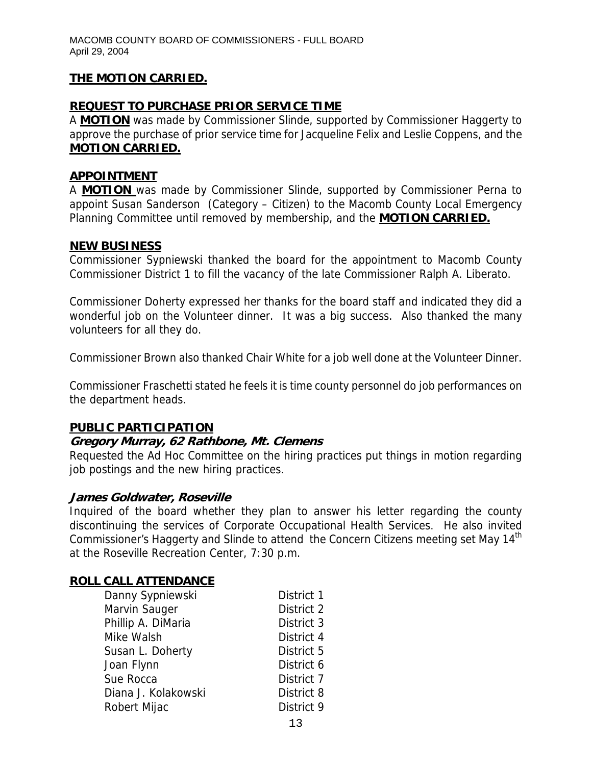**THE MOTION CARRIED.**

**REQUEST TO PURCHASE PRIOR SERVICE TIME**

A **MOTION** was made by Commissioner Slinde, supported by Commissioner Haggerty to approve the purchase of prior service time for Jacqueline Felix and Leslie Coppens, and the **MOTION CARRIED.**

**APPOINTMENT**

A **MOTION** was made by Commissioner Slinde, supported by Commissioner Perna to appoint Susan Sanderson (Category – Citizen) to the Macomb County Local Emergency Planning Committee until removed by membership, and the **MOTION CARRIED.**

**NEW BUSINESS**

Commissioner Sypniewski thanked the board for the appointment to Macomb County Commissioner District 1 to fill the vacancy of the late Commissioner Ralph A. Liberato.

Commissioner Doherty expressed her thanks for the board staff and indicated they did a wonderful job on the Volunteer dinner. It was a big success. Also thanked the many volunteers for all they do.

Commissioner Brown also thanked Chair White for a job well done at the Volunteer Dinner.

Commissioner Fraschetti stated he feels it is time county personnel do job performances on the department heads.

**PUBLIC PARTICIPATION**

***Gregory Murray, 62 Rathbone, Mt. Clemens***

Requested the Ad Hoc Committee on the hiring practices put things in motion regarding job postings and the new hiring practices.

***James Goldwater, Roseville***

Inquired of the board whether they plan to answer his letter regarding the county discontinuing the services of Corporate Occupational Health Services. He also invited Commissioner's Haggerty and Slinde to attend the Concern Citizens meeting set May 14th at the Roseville Recreation Center, 7:30 p.m.

**ROLL CALL ATTENDANCE**

| | |
|---|---|
| Danny Sypniewski | District 1 |
| Marvin Sauger | District 2 |
| Phillip A. DiMaria | District 3 |
| Mike Walsh | District 4 |
| Susan L. Doherty | District 5 |
| Joan Flynn | District 6 |
| Sue Rocca | District 7 |
| Diana J. Kolakowski | District 8 |
| Robert Mijac | District 9 |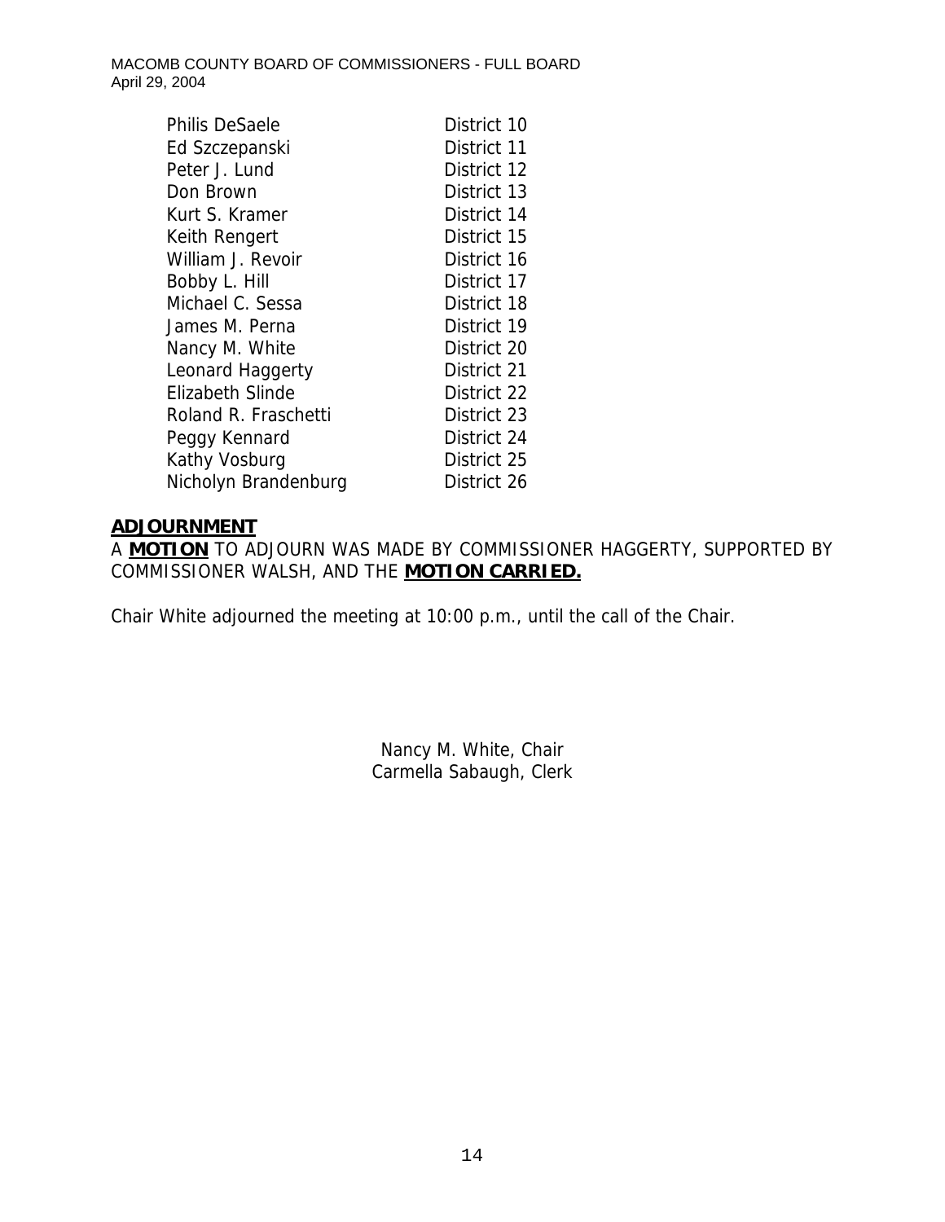| | |
|---|---|
| Philis DeSaele | District 10 |
| Ed Szczepanski | District 11 |
| Peter J. Lund | District 12 |
| Don Brown | District 13 |
| Kurt S. Kramer | District 14 |
| Keith Rengert | District 15 |
| William J. Revoir | District 16 |
| Bobby L. Hill | District 17 |
| Michael C. Sessa | District 18 |
| James M. Perna | District 19 |
| Nancy M. White | District 20 |
| Leonard Haggerty | District 21 |
| Elizabeth Slinde | District 22 |
| Roland R. Fraschetti | District 23 |
| Peggy Kennard | District 24 |
| Kathy Vosburg | District 25 |
| Nicholyn Brandenburg | District 26 |

**ADJOURNMENT**

A **MOTION** TO ADJOURN WAS MADE BY COMMISSIONER HAGGERTY, SUPPORTED BY COMMISSIONER WALSH, AND THE **MOTION CARRIED.**

Chair White adjourned the meeting at 10:00 p.m., until the call of the Chair.

Nancy M. White, Chair
Carmella Sabaugh, Clerk